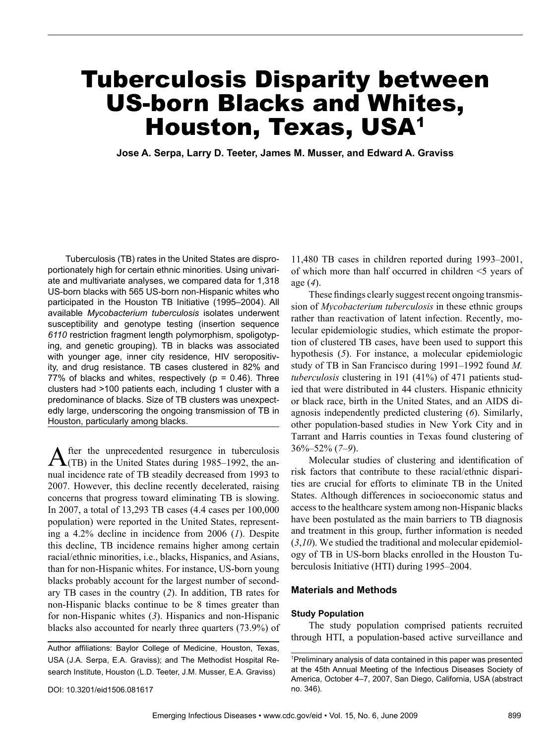# Tuberculosis Disparity between US-born Blacks and Whites, Houston, Texas, USA[1]

**Jose A. Serpa, Larry D. Teeter, James M. Musser, and Edward A. Graviss**

Tuberculosis (TB) rates in the United States are disproportionately high for certain ethnic minorities. Using univariate and multivariate analyses, we compared data for 1,318 US-born blacks with 565 US-born non-Hispanic whites who participated in the Houston TB Initiative (1995–2004). All available *Mycobacterium tuberculosis* isolates underwent susceptibility and genotype testing (insertion sequence *6110* restriction fragment length polymorphism, spoligotyping, and genetic grouping). TB in blacks was associated with younger age, inner city residence, HIV seropositivity, and drug resistance. TB cases clustered in 82% and 77% of blacks and whites, respectively (p = 0.46). Three clusters had >100 patients each, including 1 cluster with a predominance of blacks. Size of TB clusters was unexpectedly large, underscoring the ongoing transmission of TB in Houston, particularly among blacks.

After the unprecedented resurgence in tuberculosis (TB) in the United States during 1985–1992, the annual incidence rate of TB steadily decreased from 1993 to 2007. However, this decline recently decelerated, raising concerns that progress toward eliminating TB is slowing. In 2007, a total of 13,293 TB cases (4.4 cases per 100,000 population) were reported in the United States, representing a 4.2% decline in incidence from 2006 (*1*). Despite this decline, TB incidence remains higher among certain racial/ethnic minorities, i.e., blacks, Hispanics, and Asians, than for non-Hispanic whites. For instance, US-born young blacks probably account for the largest number of secondary TB cases in the country (*2*). In addition, TB rates for non-Hispanic blacks continue to be 8 times greater than for non-Hispanic whites (*3*). Hispanics and non-Hispanic blacks also accounted for nearly three quarters (73.9%) of 11,480 TB cases in children reported during 1993–2001, of which more than half occurred in children <5 years of age (*4*).

These findings clearly suggest recent ongoing transmission of *Mycobacterium tuberculosis* in these ethnic groups rather than reactivation of latent infection. Recently, molecular epidemiologic studies, which estimate the proportion of clustered TB cases, have been used to support this hypothesis (*5*). For instance, a molecular epidemiologic study of TB in San Francisco during 1991–1992 found *M. tuberculosis* clustering in 191 (41%) of 471 patients studied that were distributed in 44 clusters. Hispanic ethnicity or black race, birth in the United States, and an AIDS diagnosis independently predicted clustering (*6*). Similarly, other population-based studies in New York City and in Tarrant and Harris counties in Texas found clustering of 36%–52% (*7*–*9*).

Molecular studies of clustering and identification of risk factors that contribute to these racial/ethnic disparities are crucial for efforts to eliminate TB in the United States. Although differences in socioeconomic status and access to the healthcare system among non-Hispanic blacks have been postulated as the main barriers to TB diagnosis and treatment in this group, further information is needed (*3*,*10*). We studied the traditional and molecular epidemiology of TB in US-born blacks enrolled in the Houston Tuberculosis Initiative (HTI) during 1995–2004.

## Materials and Methods

### Study Population

The study population comprised patients recruited through HTI, a population-based active surveillance and

Author affiliations: Baylor College of Medicine, Houston, Texas, USA (J.A. Serpa, E.A. Graviss); and The Methodist Hospital Research Institute, Houston (L.D. Teeter, J.M. Musser, E.A. Graviss)

DOI: 10.3201/eid1506.081617

[1]Preliminary analysis of data contained in this paper was presented at the 45th Annual Meeting of the Infectious Diseases Society of America, October 4–7, 2007, San Diego, California, USA (abstract no. 346).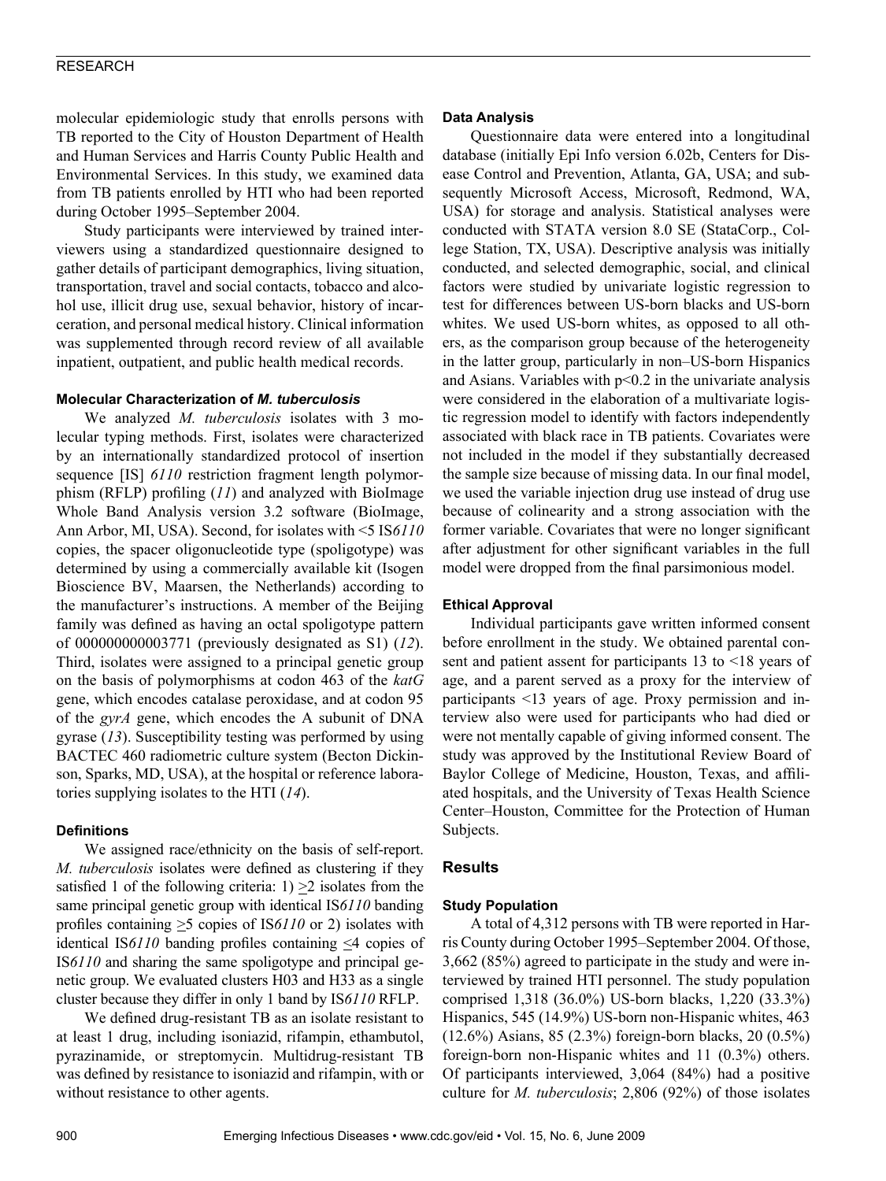molecular epidemiologic study that enrolls persons with TB reported to the City of Houston Department of Health and Human Services and Harris County Public Health and Environmental Services. In this study, we examined data from TB patients enrolled by HTI who had been reported during October 1995–September 2004.

Study participants were interviewed by trained interviewers using a standardized questionnaire designed to gather details of participant demographics, living situation, transportation, travel and social contacts, tobacco and alcohol use, illicit drug use, sexual behavior, history of incarceration, and personal medical history. Clinical information was supplemented through record review of all available inpatient, outpatient, and public health medical records.

### Molecular Characterization of *M. tuberculosis*

We analyzed *M. tuberculosis* isolates with 3 molecular typing methods. First, isolates were characterized by an internationally standardized protocol of insertion sequence [IS] *6110* restriction fragment length polymorphism (RFLP) profiling (*11*) and analyzed with BioImage Whole Band Analysis version 3.2 software (BioImage, Ann Arbor, MI, USA). Second, for isolates with <5 IS*6110* copies, the spacer oligonucleotide type (spoligotype) was determined by using a commercially available kit (Isogen Bioscience BV, Maarsen, the Netherlands) according to the manufacturer's instructions. A member of the Beijing family was defined as having an octal spoligotype pattern of 000000000003771 (previously designated as S1) (*12*). Third, isolates were assigned to a principal genetic group on the basis of polymorphisms at codon 463 of the *katG* gene, which encodes catalase peroxidase, and at codon 95 of the *gyrA* gene, which encodes the A subunit of DNA gyrase (*13*). Susceptibility testing was performed by using BACTEC 460 radiometric culture system (Becton Dickinson, Sparks, MD, USA), at the hospital or reference laboratories supplying isolates to the HTI (*14*).

### Definitions

We assigned race/ethnicity on the basis of self-report. *M. tuberculosis* isolates were defined as clustering if they satisfied 1 of the following criteria: 1) ≥2 isolates from the same principal genetic group with identical IS*6110* banding profiles containing ≥5 copies of IS*6110* or 2) isolates with identical IS*6110* banding profiles containing ≤4 copies of IS*6110* and sharing the same spoligotype and principal genetic group. We evaluated clusters H03 and H33 as a single cluster because they differ in only 1 band by IS*6110* RFLP.

We defined drug-resistant TB as an isolate resistant to at least 1 drug, including isoniazid, rifampin, ethambutol, pyrazinamide, or streptomycin. Multidrug-resistant TB was defined by resistance to isoniazid and rifampin, with or without resistance to other agents.

### Data Analysis

Questionnaire data were entered into a longitudinal database (initially Epi Info version 6.02b, Centers for Disease Control and Prevention, Atlanta, GA, USA; and subsequently Microsoft Access, Microsoft, Redmond, WA, USA) for storage and analysis. Statistical analyses were conducted with STATA version 8.0 SE (StataCorp., College Station, TX, USA). Descriptive analysis was initially conducted, and selected demographic, social, and clinical factors were studied by univariate logistic regression to test for differences between US-born blacks and US-born whites. We used US-born whites, as opposed to all others, as the comparison group because of the heterogeneity in the latter group, particularly in non–US-born Hispanics and Asians. Variables with $p<0.2$ in the univariate analysis were considered in the elaboration of a multivariate logistic regression model to identify with factors independently associated with black race in TB patients. Covariates were not included in the model if they substantially decreased the sample size because of missing data. In our final model, we used the variable injection drug use instead of drug use because of colinearity and a strong association with the former variable. Covariates that were no longer significant after adjustment for other significant variables in the full model were dropped from the final parsimonious model.

### Ethical Approval

Individual participants gave written informed consent before enrollment in the study. We obtained parental consent and patient assent for participants 13 to <18 years of age, and a parent served as a proxy for the interview of participants <13 years of age. Proxy permission and interview also were used for participants who had died or were not mentally capable of giving informed consent. The study was approved by the Institutional Review Board of Baylor College of Medicine, Houston, Texas, and affiliated hospitals, and the University of Texas Health Science Center–Houston, Committee for the Protection of Human Subjects.

## Results

### Study Population

A total of 4,312 persons with TB were reported in Harris County during October 1995–September 2004. Of those, 3,662 (85%) agreed to participate in the study and were interviewed by trained HTI personnel. The study population comprised 1,318 (36.0%) US-born blacks, 1,220 (33.3%) Hispanics, 545 (14.9%) US-born non-Hispanic whites, 463 (12.6%) Asians, 85 (2.3%) foreign-born blacks, 20 (0.5%) foreign-born non-Hispanic whites and 11 (0.3%) others. Of participants interviewed, 3,064 (84%) had a positive culture for *M. tuberculosis*; 2,806 (92%) of those isolates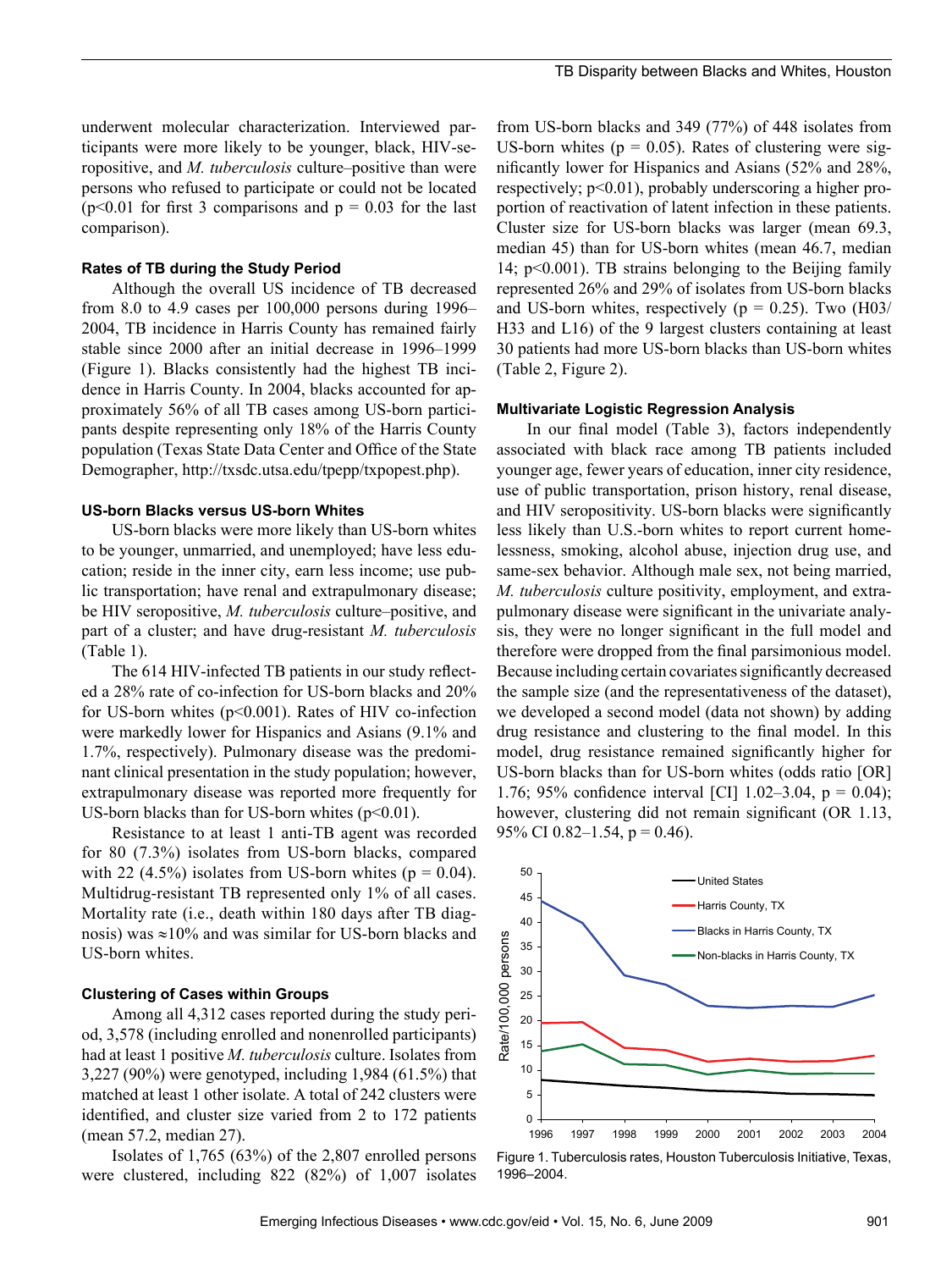underwent molecular characterization. Interviewed participants were more likely to be younger, black, HIV-seropositive, and *M. tuberculosis* culture–positive than were persons who refused to participate or could not be located ($p<0.01$ for first 3 comparisons and $p = 0.03$ for the last comparison).

### Rates of TB during the Study Period

Although the overall US incidence of TB decreased from 8.0 to 4.9 cases per 100,000 persons during 1996–2004, TB incidence in Harris County has remained fairly stable since 2000 after an initial decrease in 1996–1999 (Figure 1). Blacks consistently had the highest TB incidence in Harris County. In 2004, blacks accounted for approximately 56% of all TB cases among US-born participants despite representing only 18% of the Harris County population (Texas State Data Center and Office of the State Demographer, http://txsdc.utsa.edu/tpepp/txpopest.php).

### US-born Blacks versus US-born Whites

US-born blacks were more likely than US-born whites to be younger, unmarried, and unemployed; have less education; reside in the inner city, earn less income; use public transportation; have renal and extrapulmonary disease; be HIV seropositive, *M. tuberculosis* culture–positive, and part of a cluster; and have drug-resistant *M. tuberculosis* (Table 1).

The 614 HIV-infected TB patients in our study reflected a 28% rate of co-infection for US-born blacks and 20% for US-born whites ($p<0.001$). Rates of HIV co-infection were markedly lower for Hispanics and Asians (9.1% and 1.7%, respectively). Pulmonary disease was the predominant clinical presentation in the study population; however, extrapulmonary disease was reported more frequently for US-born blacks than for US-born whites ($p<0.01$).

Resistance to at least 1 anti-TB agent was recorded for 80 (7.3%) isolates from US-born blacks, compared with 22 (4.5%) isolates from US-born whites ($p = 0.04$). Multidrug-resistant TB represented only 1% of all cases. Mortality rate (i.e., death within 180 days after TB diagnosis) was ≈10% and was similar for US-born blacks and US-born whites.

### Clustering of Cases within Groups

Among all 4,312 cases reported during the study period, 3,578 (including enrolled and nonenrolled participants) had at least 1 positive *M. tuberculosis* culture. Isolates from 3,227 (90%) were genotyped, including 1,984 (61.5%) that matched at least 1 other isolate. A total of 242 clusters were identified, and cluster size varied from 2 to 172 patients (mean 57.2, median 27).

Isolates of 1,765 (63%) of the 2,807 enrolled persons were clustered, including 822 (82%) of 1,007 isolates from US-born blacks and 349 (77%) of 448 isolates from US-born whites ($p = 0.05$). Rates of clustering were significantly lower for Hispanics and Asians (52% and 28%, respectively; $p<0.01$), probably underscoring a higher proportion of reactivation of latent infection in these patients. Cluster size for US-born blacks was larger (mean 69.3, median 45) than for US-born whites (mean 46.7, median 14; $p<0.001$). TB strains belonging to the Beijing family represented 26% and 29% of isolates from US-born blacks and US-born whites, respectively ($p = 0.25$). Two (H03/H33 and L16) of the 9 largest clusters containing at least 30 patients had more US-born blacks than US-born whites (Table 2, Figure 2).

### Multivariate Logistic Regression Analysis

In our final model (Table 3), factors independently associated with black race among TB patients included younger age, fewer years of education, inner city residence, use of public transportation, prison history, renal disease, and HIV seropositivity. US-born blacks were significantly less likely than U.S.-born whites to report current homelessness, smoking, alcohol abuse, injection drug use, and same-sex behavior. Although male sex, not being married, *M. tuberculosis* culture positivity, employment, and extrapulmonary disease were significant in the univariate analysis, they were no longer significant in the full model and therefore were dropped from the final parsimonious model. Because including certain covariates significantly decreased the sample size (and the representativeness of the dataset), we developed a second model (data not shown) by adding drug resistance and clustering to the final model. In this model, drug resistance remained significantly higher for US-born blacks than for US-born whites (odds ratio [OR] 1.76; 95% confidence interval [CI] 1.02–3.04, $p = 0.04$); however, clustering did not remain significant (OR 1.13, 95% CI 0.82–1.54, $p = 0.46$).

Figure 1. Tuberculosis rates, Houston Tuberculosis Initiative, Texas, 1996–2004.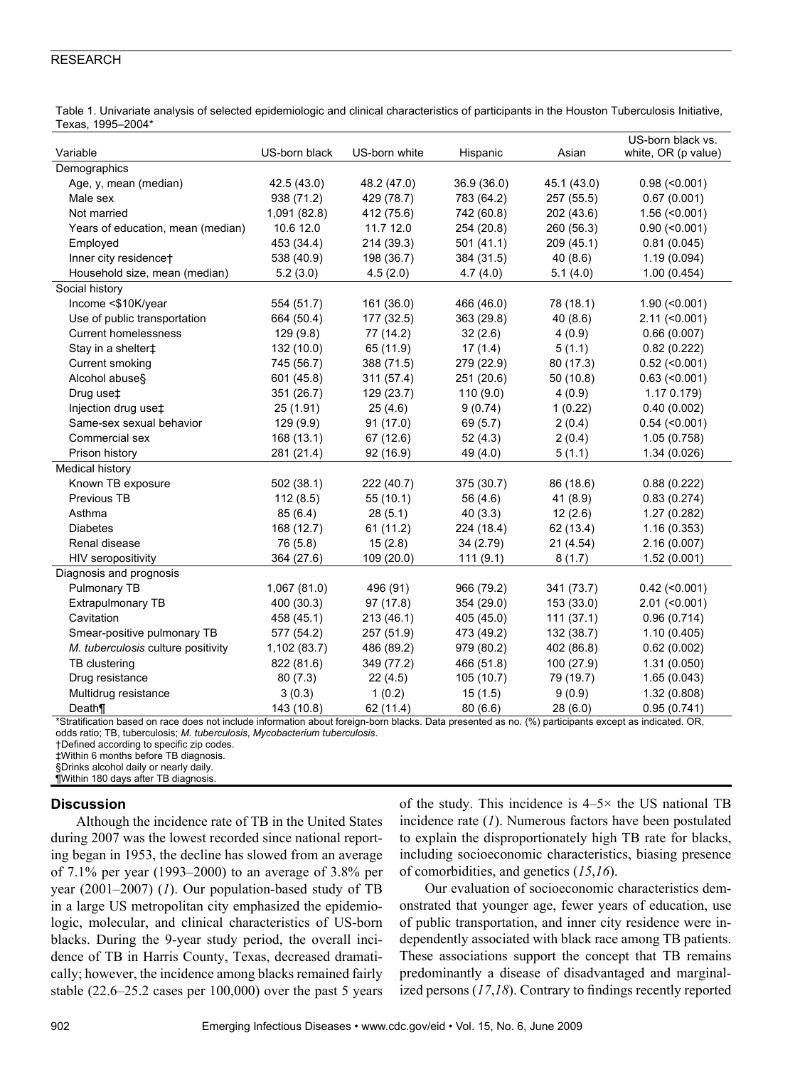Table 1. Univariate analysis of selected epidemiologic and clinical characteristics of participants in the Houston Tuberculosis Initiative, Texas, 1995–2004*

| Variable | US-born black | US-born white | Hispanic | Asian | US-born black vs. white, OR (p value) |
|---|---|---|---|---|---|
| Demographics | | | | | |
| Age, y, mean (median) | 42.5 (43.0) | 48.2 (47.0) | 36.9 (36.0) | 45.1 (43.0) | 0.98 (<0.001) |
| Male sex | 938 (71.2) | 429 (78.7) | 783 (64.2) | 257 (55.5) | 0.67 (0.001) |
| Not married | 1,091 (82.8) | 412 (75.6) | 742 (60.8) | 202 (43.6) | 1.56 (<0.001) |
| Years of education, mean (median) | 10.6 12.0 | 11.7 12.0 | 254 (20.8) | 260 (56.3) | 0.90 (<0.001) |
| Employed | 453 (34.4) | 214 (39.3) | 501 (41.1) | 209 (45.1) | 0.81 (0.045) |
| Inner city residence† | 538 (40.9) | 198 (36.7) | 384 (31.5) | 40 (8.6) | 1.19 (0.094) |
| Household size, mean (median) | 5.2 (3.0) | 4.5 (2.0) | 4.7 (4.0) | 5.1 (4.0) | 1.00 (0.454) |
| Social history | | | | | |
| Income <$10K/year | 554 (51.7) | 161 (36.0) | 466 (46.0) | 78 (18.1) | 1.90 (<0.001) |
| Use of public transportation | 664 (50.4) | 177 (32.5) | 363 (29.8) | 40 (8.6) | 2.11 (<0.001) |
| Current homelessness | 129 (9.8) | 77 (14.2) | 32 (2.6) | 4 (0.9) | 0.66 (0.007) |
| Stay in a shelter‡ | 132 (10.0) | 65 (11.9) | 17 (1.4) | 5 (1.1) | 0.82 (0.222) |
| Current smoking | 745 (56.7) | 388 (71.5) | 279 (22.9) | 80 (17.3) | 0.52 (<0.001) |
| Alcohol abuse§ | 601 (45.8) | 311 (57.4) | 251 (20.6) | 50 (10.8) | 0.63 (<0.001) |
| Drug use‡ | 351 (26.7) | 129 (23.7) | 110 (9.0) | 4 (0.9) | 1.17 0.179) |
| Injection drug use‡ | 25 (1.91) | 25 (4.6) | 9 (0.74) | 1 (0.22) | 0.40 (0.002) |
| Same-sex sexual behavior | 129 (9.9) | 91 (17.0) | 69 (5.7) | 2 (0.4) | 0.54 (<0.001) |
| Commercial sex | 168 (13.1) | 67 (12.6) | 52 (4.3) | 2 (0.4) | 1.05 (0.758) |
| Prison history | 281 (21.4) | 92 (16.9) | 49 (4.0) | 5 (1.1) | 1.34 (0.026) |
| Medical history | | | | | |
| Known TB exposure | 502 (38.1) | 222 (40.7) | 375 (30.7) | 86 (18.6) | 0.88 (0.222) |
| Previous TB | 112 (8.5) | 55 (10.1) | 56 (4.6) | 41 (8.9) | 0.83 (0.274) |
| Asthma | 85 (6.4) | 28 (5.1) | 40 (3.3) | 12 (2.6) | 1.27 (0.282) |
| Diabetes | 168 (12.7) | 61 (11.2) | 224 (18.4) | 62 (13.4) | 1.16 (0.353) |
| Renal disease | 76 (5.8) | 15 (2.8) | 34 (2.79) | 21 (4.54) | 2.16 (0.007) |
| HIV seropositivity | 364 (27.6) | 109 (20.0) | 111 (9.1) | 8 (1.7) | 1.52 (0.001) |
| Diagnosis and prognosis | | | | | |
| Pulmonary TB | 1,067 (81.0) | 496 (91) | 966 (79.2) | 341 (73.7) | 0.42 (<0.001) |
| Extrapulmonary TB | 400 (30.3) | 97 (17.8) | 354 (29.0) | 153 (33.0) | 2.01 (<0.001) |
| Cavitation | 458 (45.1) | 213 (46.1) | 405 (45.0) | 111 (37.1) | 0.96 (0.714) |
| Smear-positive pulmonary TB | 577 (54.2) | 257 (51.9) | 473 (49.2) | 132 (38.7) | 1.10 (0.405) |
| *M. tuberculosis* culture positivity | 1,102 (83.7) | 486 (89.2) | 979 (80.2) | 402 (86.8) | 0.62 (0.002) |
| TB clustering | 822 (81.6) | 349 (77.2) | 466 (51.8) | 100 (27.9) | 1.31 (0.050) |
| Drug resistance | 80 (7.3) | 22 (4.5) | 105 (10.7) | 79 (19.7) | 1.65 (0.043) |
| Multidrug resistance | 3 (0.3) | 1 (0.2) | 15 (1.5) | 9 (0.9) | 1.32 (0.808) |
| Death¶ | 143 (10.8) | 62 (11.4) | 80 (6.6) | 28 (6.0) | 0.95 (0.741) |

*Stratification based on race does not include information about foreign-born blacks. Data presented as no. (%) participants except as indicated. OR, odds ratio; TB, tuberculosis; *M. tuberculosis*, *Mycobacterium tuberculosis*.
†Defined according to specific zip codes.
‡Within 6 months before TB diagnosis.
§Drinks alcohol daily or nearly daily.
¶Within 180 days after TB diagnosis.

## Discussion

Although the incidence rate of TB in the United States during 2007 was the lowest recorded since national reporting began in 1953, the decline has slowed from an average of 7.1% per year (1993–2000) to an average of 3.8% per year (2001–2007) (*1*). Our population-based study of TB in a large US metropolitan city emphasized the epidemiologic, molecular, and clinical characteristics of US-born blacks. During the 9-year study period, the overall incidence of TB in Harris County, Texas, decreased dramatically; however, the incidence among blacks remained fairly stable (22.6–25.2 cases per 100,000) over the past 5 years of the study. This incidence is 4–5× the US national TB incidence rate (*1*). Numerous factors have been postulated to explain the disproportionately high TB rate for blacks, including socioeconomic characteristics, biasing presence of comorbidities, and genetics (*15*,*16*).

Our evaluation of socioeconomic characteristics demonstrated that younger age, fewer years of education, use of public transportation, and inner city residence were independently associated with black race among TB patients. These associations support the concept that TB remains predominantly a disease of disadvantaged and marginalized persons (*17*,*18*). Contrary to findings recently reported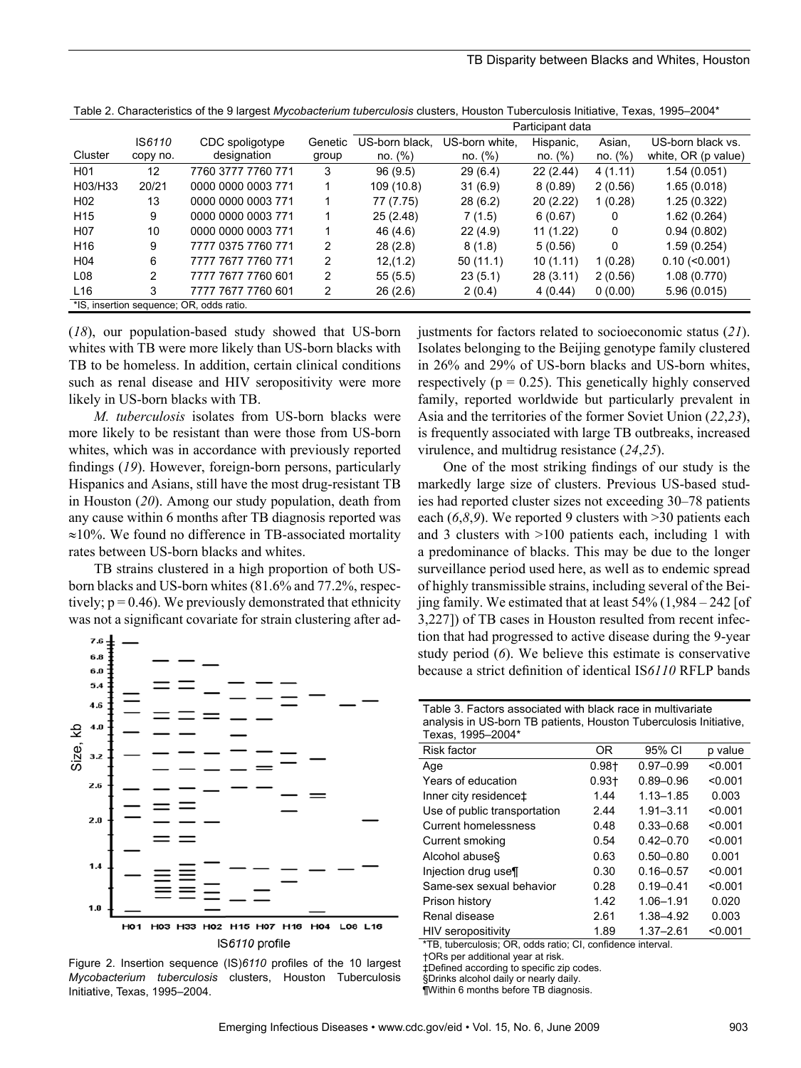Table 2. Characteristics of the 9 largest *Mycobacterium tuberculosis* clusters, Houston Tuberculosis Initiative, Texas, 1995–2004*

| Cluster | IS*6110* copy no. | CDC spoligotype designation | Genetic group | Participant data | | | | |
|---|---|---|---|---|---|---|---|---|
| | | | | US-born black, no. (%) | US-born white, no. (%) | Hispanic, no. (%) | Asian, no. (%) | US-born black vs. white, OR (p value) |
| H01 | 12 | 7760 3777 7760 771 | 3 | 96 (9.5) | 29 (6.4) | 22 (2.44) | 4 (1.11) | 1.54 (0.051) |
| H03/H33 | 20/21 | 0000 0000 0003 771 | 1 | 109 (10.8) | 31 (6.9) | 8 (0.89) | 2 (0.56) | 1.65 (0.018) |
| H02 | 13 | 0000 0000 0003 771 | 1 | 77 (7.75) | 28 (6.2) | 20 (2.22) | 1 (0.28) | 1.25 (0.322) |
| H15 | 9 | 0000 0000 0003 771 | 1 | 25 (2.48) | 7 (1.5) | 6 (0.67) | 0 | 1.62 (0.264) |
| H07 | 10 | 0000 0000 0003 771 | 1 | 46 (4.6) | 22 (4.9) | 11 (1.22) | 0 | 0.94 (0.802) |
| H16 | 9 | 7777 0375 7760 771 | 2 | 28 (2.8) | 8 (1.8) | 5 (0.56) | 0 | 1.59 (0.254) |
| H04 | 6 | 7777 7677 7760 771 | 2 | 12,(1.2) | 50 (11.1) | 10 (1.11) | 1 (0.28) | 0.10 (<0.001) |
| L08 | 2 | 7777 7677 7760 601 | 2 | 55 (5.5) | 23 (5.1) | 28 (3.11) | 2 (0.56) | 1.08 (0.770) |
| L16 | 3 | 7777 7677 7760 601 | 2 | 26 (2.6) | 2 (0.4) | 4 (0.44) | 0 (0.00) | 5.96 (0.015) |

*IS, insertion sequence; OR, odds ratio.

(*18*), our population-based study showed that US-born whites with TB were more likely than US-born blacks with TB to be homeless. In addition, certain clinical conditions such as renal disease and HIV seropositivity were more likely in US-born blacks with TB.

*M. tuberculosis* isolates from US-born blacks were more likely to be resistant than were those from US-born whites, which was in accordance with previously reported findings (*19*). However, foreign-born persons, particularly Hispanics and Asians, still have the most drug-resistant TB in Houston (*20*). Among our study population, death from any cause within 6 months after TB diagnosis reported was ≈10%. We found no difference in TB-associated mortality rates between US-born blacks and whites.

TB strains clustered in a high proportion of both US-born blacks and US-born whites (81.6% and 77.2%, respectively; p = 0.46). We previously demonstrated that ethnicity was not a significant covariate for strain clustering after adjustments for factors related to socioeconomic status (*21*). Isolates belonging to the Beijing genotype family clustered in 26% and 29% of US-born blacks and US-born whites, respectively (p = 0.25). This genetically highly conserved family, reported worldwide but particularly prevalent in Asia and the territories of the former Soviet Union (*22*,*23*), is frequently associated with large TB outbreaks, increased virulence, and multidrug resistance (*24*,*25*).

Figure 2. Insertion sequence (IS)*6110* profiles of the 10 largest *Mycobacterium tuberculosis* clusters, Houston Tuberculosis Initiative, Texas, 1995–2004.

One of the most striking findings of our study is the markedly large size of clusters. Previous US-based studies had reported cluster sizes not exceeding 30–78 patients each (*6*,*8*,*9*). We reported 9 clusters with >30 patients each and 3 clusters with >100 patients each, including 1 with a predominance of blacks. This may be due to the longer surveillance period used here, as well as to endemic spread of highly transmissible strains, including several of the Beijing family. We estimated that at least 54% (1,984 – 242 [of 3,227]) of TB cases in Houston resulted from recent infection that had progressed to active disease during the 9-year study period (*6*). We believe this estimate is conservative because a strict definition of identical IS*6110* RFLP bands

Table 3. Factors associated with black race in multivariate analysis in US-born TB patients, Houston Tuberculosis Initiative, Texas, 1995–2004*

| Risk factor | OR | 95% CI | p value |
|---|---|---|---|
| Age | 0.98† | 0.97–0.99 | <0.001 |
| Years of education | 0.93† | 0.89–0.96 | <0.001 |
| Inner city residence‡ | 1.44 | 1.13–1.85 | 0.003 |
| Use of public transportation | 2.44 | 1.91–3.11 | <0.001 |
| Current homelessness | 0.48 | 0.33–0.68 | <0.001 |
| Current smoking | 0.54 | 0.42–0.70 | <0.001 |
| Alcohol abuse§ | 0.63 | 0.50–0.80 | 0.001 |
| Injection drug use¶ | 0.30 | 0.16–0.57 | <0.001 |
| Same-sex sexual behavior | 0.28 | 0.19–0.41 | <0.001 |
| Prison history | 1.42 | 1.06–1.91 | 0.020 |
| Renal disease | 2.61 | 1.38–4.92 | 0.003 |
| HIV seropositivity | 1.89 | 1.37–2.61 | <0.001 |

*TB, tuberculosis; OR, odds ratio; CI, confidence interval.
†ORs per additional year at risk.
‡Defined according to specific zip codes.
§Drinks alcohol daily or nearly daily.
¶Within 6 months before TB diagnosis.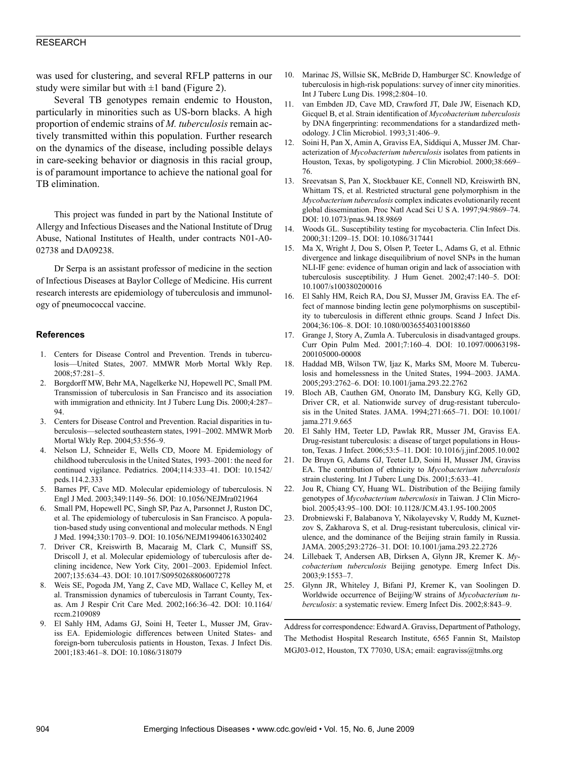was used for clustering, and several RFLP patterns in our study were similar but with ±1 band (Figure 2).

Several TB genotypes remain endemic to Houston, particularly in minorities such as US-born blacks. A high proportion of endemic strains of *M. tuberculosis* remain actively transmitted within this population. Further research on the dynamics of the disease, including possible delays in care-seeking behavior or diagnosis in this racial group, is of paramount importance to achieve the national goal for TB elimination.

This project was funded in part by the National Institute of Allergy and Infectious Diseases and the National Institute of Drug Abuse, National Institutes of Health, under contracts N01-A0-02738 and DA09238.

Dr Serpa is an assistant professor of medicine in the section of Infectious Diseases at Baylor College of Medicine. His current research interests are epidemiology of tuberculosis and immunology of pneumococcal vaccine.

## References

1. Centers for Disease Control and Prevention. Trends in tuberculosis—United States, 2007. MMWR Morb Mortal Wkly Rep. 2008;57:281–5.
2. Borgdorff MW, Behr MA, Nagelkerke NJ, Hopewell PC, Small PM. Transmission of tuberculosis in San Francisco and its association with immigration and ethnicity. Int J Tuberc Lung Dis. 2000;4:287–94.
3. Centers for Disease Control and Prevention. Racial disparities in tuberculosis—selected southeastern states, 1991–2002. MMWR Morb Mortal Wkly Rep. 2004;53:556–9.
4. Nelson LJ, Schneider E, Wells CD, Moore M. Epidemiology of childhood tuberculosis in the United States, 1993–2001: the need for continued vigilance. Pediatrics. 2004;114:333–41. DOI: 10.1542/peds.114.2.333
5. Barnes PF, Cave MD. Molecular epidemiology of tuberculosis. N Engl J Med. 2003;349:1149–56. DOI: 10.1056/NEJMra021964
6. Small PM, Hopewell PC, Singh SP, Paz A, Parsonnet J, Ruston DC, et al. The epidemiology of tuberculosis in San Francisco. A population-based study using conventional and molecular methods. N Engl J Med. 1994;330:1703–9. DOI: 10.1056/NEJM199406163302402
7. Driver CR, Kreiswirth B, Macaraig M, Clark C, Munsiff SS, Driscoll J, et al. Molecular epidemiology of tuberculosis after declining incidence, New York City, 2001–2003. Epidemiol Infect. 2007;135:634–43. DOI: 10.1017/S0950268806007278
8. Weis SE, Pogoda JM, Yang Z, Cave MD, Wallace C, Kelley M, et al. Transmission dynamics of tuberculosis in Tarrant County, Texas. Am J Respir Crit Care Med. 2002;166:36–42. DOI: 10.1164/rccm.2109089
9. El Sahly HM, Adams GJ, Soini H, Teeter L, Musser JM, Graviss EA. Epidemiologic differences between United States- and foreign-born tuberculosis patients in Houston, Texas. J Infect Dis. 2001;183:461–8. DOI: 10.1086/318079
10. Marinac JS, Willsie SK, McBride D, Hamburger SC. Knowledge of tuberculosis in high-risk populations: survey of inner city minorities. Int J Tuberc Lung Dis. 1998;2:804–10.
11. van Embden JD, Cave MD, Crawford JT, Dale JW, Eisenach KD, Gicquel B, et al. Strain identification of *Mycobacterium tuberculosis* by DNA fingerprinting: recommendations for a standardized methodology. J Clin Microbiol. 1993;31:406–9.
12. Soini H, Pan X, Amin A, Graviss EA, Siddiqui A, Musser JM. Characterization of *Mycobacterium tuberculosis* isolates from patients in Houston, Texas, by spoligotyping. J Clin Microbiol. 2000;38:669–76.
13. Sreevatsan S, Pan X, Stockbauer KE, Connell ND, Kreiswirth BN, Whittam TS, et al. Restricted structural gene polymorphism in the *Mycobacterium tuberculosis* complex indicates evolutionarily recent global dissemination. Proc Natl Acad Sci U S A. 1997;94:9869–74. DOI: 10.1073/pnas.94.18.9869
14. Woods GL. Susceptibility testing for mycobacteria. Clin Infect Dis. 2000;31:1209–15. DOI: 10.1086/317441
15. Ma X, Wright J, Dou S, Olsen P, Teeter L, Adams G, et al. Ethnic divergence and linkage disequilibrium of novel SNPs in the human NLI-IF gene: evidence of human origin and lack of association with tuberculosis susceptibility. J Hum Genet. 2002;47:140–5. DOI: 10.1007/s100380200016
16. El Sahly HM, Reich RA, Dou SJ, Musser JM, Graviss EA. The effect of mannose binding lectin gene polymorphisms on susceptibility to tuberculosis in different ethnic groups. Scand J Infect Dis. 2004;36:106–8. DOI: 10.1080/00365540310018860
17. Grange J, Story A, Zumla A. Tuberculosis in disadvantaged groups. Curr Opin Pulm Med. 2001;7:160–4. DOI: 10.1097/00063198-200105000-00008
18. Haddad MB, Wilson TW, Ijaz K, Marks SM, Moore M. Tuberculosis and homelessness in the United States, 1994–2003. JAMA. 2005;293:2762–6. DOI: 10.1001/jama.293.22.2762
19. Bloch AB, Cauthen GM, Onorato IM, Dansbury KG, Kelly GD, Driver CR, et al. Nationwide survey of drug-resistant tuberculosis in the United States. JAMA. 1994;271:665–71. DOI: 10.1001/jama.271.9.665
20. El Sahly HM, Teeter LD, Pawlak RR, Musser JM, Graviss EA. Drug-resistant tuberculosis: a disease of target populations in Houston, Texas. J Infect. 2006;53:5–11. DOI: 10.1016/j.jinf.2005.10.002
21. De Bruyn G, Adams GJ, Teeter LD, Soini H, Musser JM, Graviss EA. The contribution of ethnicity to *Mycobacterium tuberculosis* strain clustering. Int J Tuberc Lung Dis. 2001;5:633–41.
22. Jou R, Chiang CY, Huang WL. Distribution of the Beijing family genotypes of *Mycobacterium tuberculosis* in Taiwan. J Clin Microbiol. 2005;43:95–100. DOI: 10.1128/JCM.43.1.95-100.2005
23. Drobniewski F, Balabanova Y, Nikolayevsky V, Ruddy M, Kuznetzov S, Zakharova S, et al. Drug-resistant tuberculosis, clinical virulence, and the dominance of the Beijing strain family in Russia. JAMA. 2005;293:2726–31. DOI: 10.1001/jama.293.22.2726
24. Lillebaek T, Andersen AB, Dirksen A, Glynn JR, Kremer K. *Mycobacterium tuberculosis* Beijing genotype. Emerg Infect Dis. 2003;9:1553–7.
25. Glynn JR, Whiteley J, Bifani PJ, Kremer K, van Soolingen D. Worldwide occurrence of Beijing/W strains of *Mycobacterium tuberculosis*: a systematic review. Emerg Infect Dis. 2002;8:843–9.

Address for correspondence: Edward A. Graviss, Department of Pathology, The Methodist Hospital Research Institute, 6565 Fannin St, Mailstop MGJ03-012, Houston, TX 77030, USA; email: eagraviss@tmhs.org